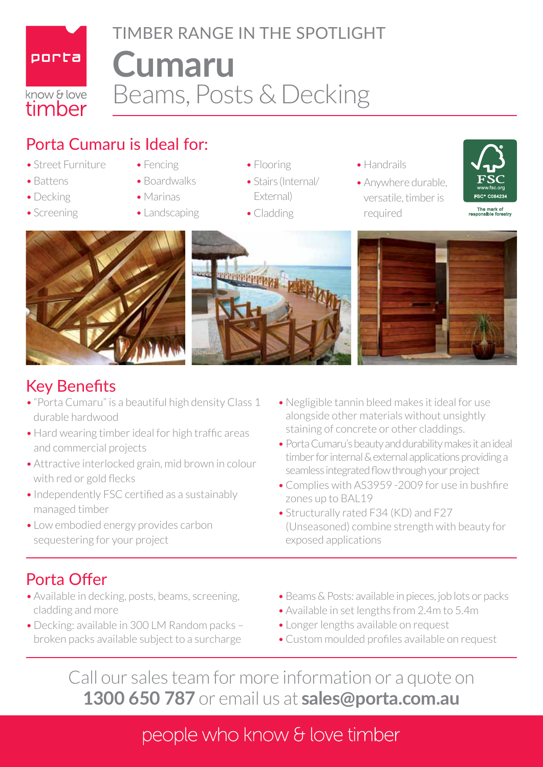porta

know & love timber

# TIMBER RANGE IN THE SPOTLIGHT

# Cumaru

## Beams, Posts & Decking

## Porta Cumaru is Ideal for:

- Street Furniture
- Battens
- Decking
- Screening
- Fencing
- Boardwalks
- Marinas
- Landscaping
- Flooring
- Stairs (Internal/ External)
- Cladding
- Handrails
- Anywhere durable, versatile, timber is required

FSC www.fsc.org FSC® C084234 The mark of responsible forestry

## Key Benefits

- "Porta Cumaru" is a beautiful high density Class 1 durable hardwood
- Hard wearing timber ideal for high traffic areas and commercial projects
- Attractive interlocked grain, mid brown in colour with red or gold flecks
- Independently FSC certified as a sustainably managed timber
- Low embodied energy provides carbon sequestering for your project
- Negligible tannin bleed makes it ideal for use alongside other materials without unsightly staining of concrete or other claddings.
- Porta Cumaru's beauty and durability makes it an ideal timber for internal & external applications providing a seamless integrated flow through your project
- Complies with AS3959 -2009 for use in bushfire zones up to BAL19
- Structurally rated F34 (KD) and F27 (Unseasoned) combine strength with beauty for exposed applications

## Porta Offer

- Available in decking, posts, beams, screening, cladding and more
- Decking: available in 300 LM Random packs – broken packs available subject to a surcharge
- Beams & Posts: available in pieces, job lots or packs
- Available in set lengths from 2.4m to 5.4m
- Longer lengths available on request
- Custom moulded profiles available on request

Call our sales team for more information or a quote on **1300 650 787** or email us at **sales@porta.com.au**

people who know & love timber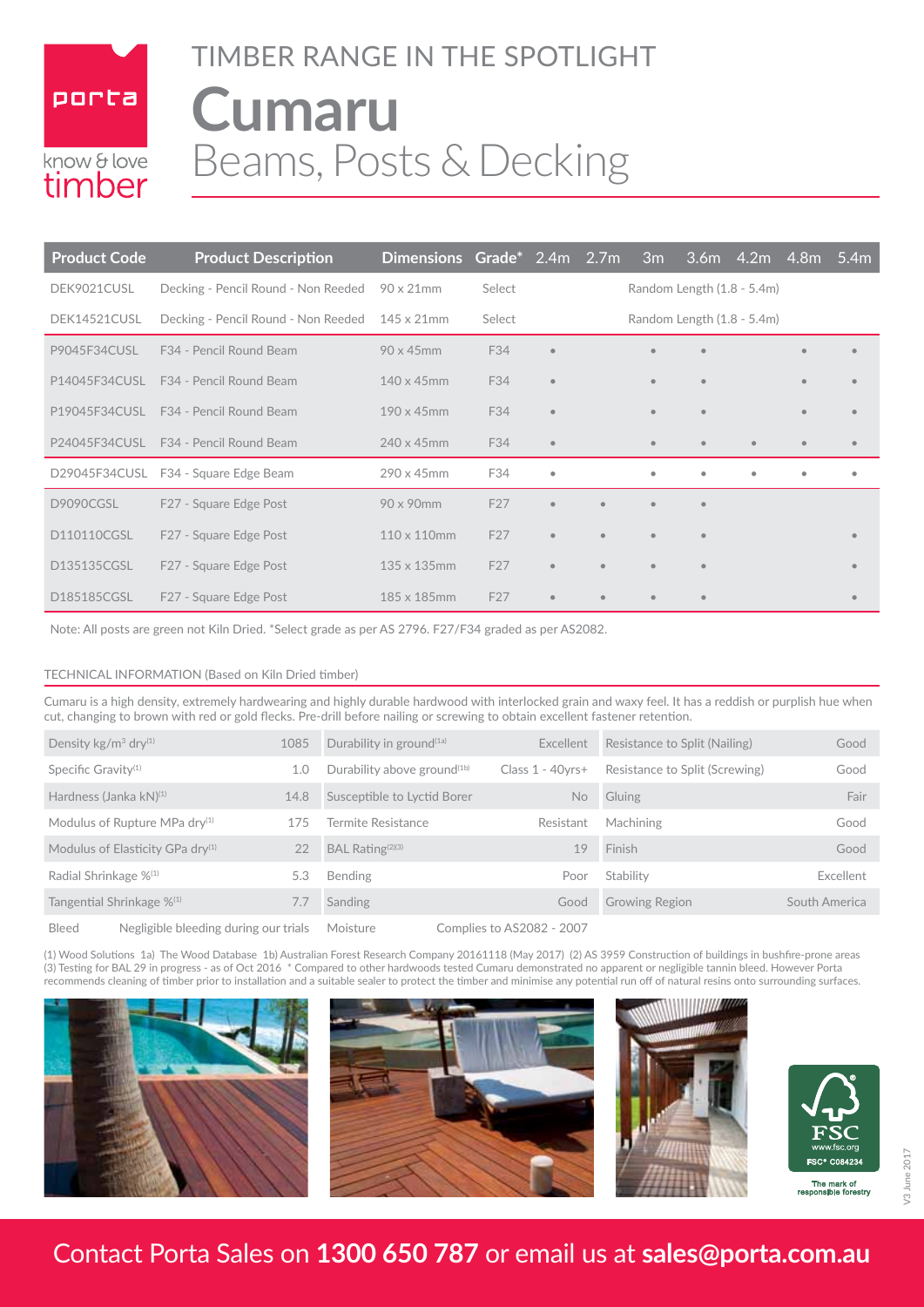porta

know & love timber

# TIMBER RANGE IN THE SPOTLIGHT

# Cumaru

## Beams, Posts & Decking

| Product Code | Product Description | Dimensions | Grade* | 2.4m | 2.7m | 3m | 3.6m | 4.2m | 4.8m | 5.4m |
|---|---|---|---|---|---|---|---|---|---|---|
| DEK9021CUSL | Decking - Pencil Round - Non Reeded | 90 x 21mm | Select | Random Length (1.8 - 5.4m) | | | | | | |
| DEK14521CUSL | Decking - Pencil Round - Non Reeded | 145 x 21mm | Select | Random Length (1.8 - 5.4m) | | | | | | |
| P9045F34CUSL | F34 - Pencil Round Beam | 90 x 45mm | F34 | • | | • | • | | • | • |
| P14045F34CUSL | F34 - Pencil Round Beam | 140 x 45mm | F34 | • | | • | • | | • | • |
| P19045F34CUSL | F34 - Pencil Round Beam | 190 x 45mm | F34 | • | | • | • | | • | • |
| P24045F34CUSL | F34 - Pencil Round Beam | 240 x 45mm | F34 | • | | • | • | • | • | • |
| D29045F34CUSL | F34 - Square Edge Beam | 290 x 45mm | F34 | • | | • | • | • | • | • |
| D9090CGSL | F27 - Square Edge Post | 90 x 90mm | F27 | • | • | • | • | | | |
| D110110CGSL | F27 - Square Edge Post | 110 x 110mm | F27 | • | • | • | • | | | • |
| D135135CGSL | F27 - Square Edge Post | 135 x 135mm | F27 | • | • | • | • | | | • |
| D185185CGSL | F27 - Square Edge Post | 185 x 185mm | F27 | • | • | • | • | | | • |

Note: All posts are green not Kiln Dried. *Select grade as per AS 2796. F27/F34 graded as per AS2082.

### TECHNICAL INFORMATION (Based on Kiln Dried timber)

Cumaru is a high density, extremely hardwearing and highly durable hardwood with interlocked grain and waxy feel. It has a reddish or purplish hue when cut, changing to brown with red or gold flecks. Pre-drill before nailing or screwing to obtain excellent fastener retention.

| | | | | | |
|---|---|---|---|---|---|
| Density kg/m³ dry[(1)] | 1085 | Durability in ground[(1a)] | Excellent | Resistance to Split (Nailing) | Good |
| Specific Gravity[(1)] | 1.0 | Durability above ground[(1b)] | Class 1 - 40yrs+ | Resistance to Split (Screwing) | Good |
| Hardness (Janka kN)[(1)] | 14.8 | Susceptible to Lyctid Borer | No | Gluing | Fair |
| Modulus of Rupture MPa dry[(1)] | 175 | Termite Resistance | Resistant | Machining | Good |
| Modulus of Elasticity GPa dry[(1)] | 22 | BAL Rating[(2)(3)] | 19 | Finish | Good |
| Radial Shrinkage %[(1)] | 5.3 | Bending | Poor | Stability | Excellent |
| Tangential Shrinkage %[(1)] | 7.7 | Sanding | Good | Growing Region | South America |
| Bleed | Negligible bleeding during our trials | Moisture | Complies to AS2082 - 2007 | | |

(1) Wood Solutions 1a) The Wood Database 1b) Australian Forest Research Company 20161118 (May 2017) (2) AS 3959 Construction of buildings in bushfire-prone areas (3) Testing for BAL 29 in progress - as of Oct 2016 * Compared to other hardwoods tested Cumaru demonstrated no apparent or negligible tannin bleed. However Porta recommends cleaning of timber prior to installation and a suitable sealer to protect the timber and minimise any potential run off of natural resins onto surrounding surfaces.

FSC www.fsc.org FSC® C084234 The mark of responsible forestry

V3 June 2017

Contact Porta Sales on **1300 650 787** or email us at **sales@porta.com.au**